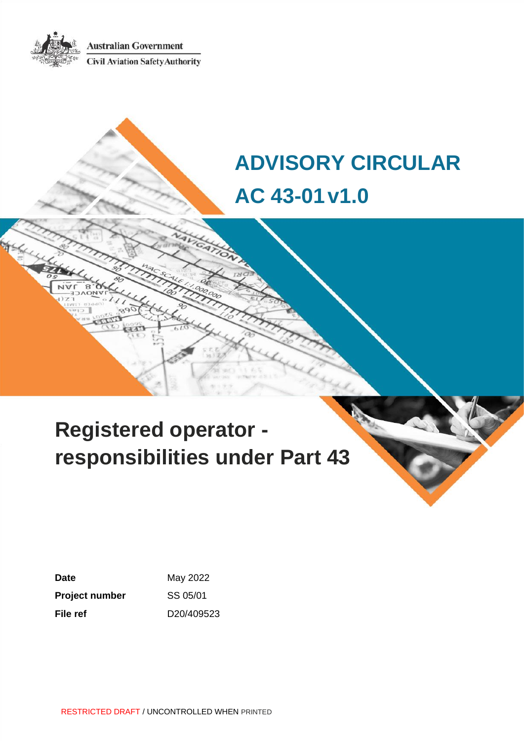Australian Government

Civil Aviation Safety Authority

# ADVISORY CIRCULAR

# AC 43-01 v1.0

## Registered operator - responsibilities under Part 43

| | |
|---|---|
| **Date** | May 2022 |
| **Project number** | SS 05/01 |
| **File ref** | D20/409523 |

RESTRICTED DRAFT / UNCONTROLLED WHEN PRINTED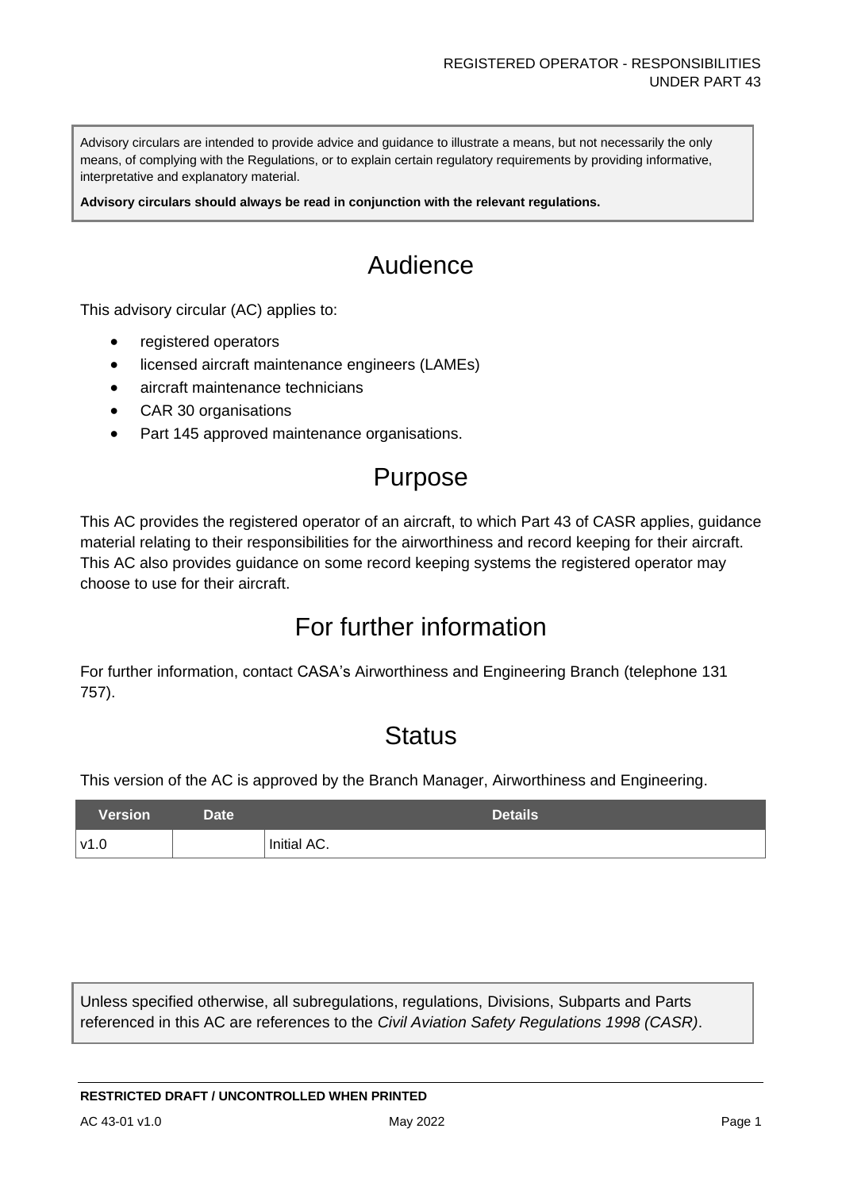Advisory circulars are intended to provide advice and guidance to illustrate a means, but not necessarily the only means, of complying with the Regulations, or to explain certain regulatory requirements by providing informative, interpretative and explanatory material.

**Advisory circulars should always be read in conjunction with the relevant regulations.**

# Audience

This advisory circular (AC) applies to:

- registered operators
- licensed aircraft maintenance engineers (LAMEs)
- aircraft maintenance technicians
- CAR 30 organisations
- Part 145 approved maintenance organisations.

# Purpose

This AC provides the registered operator of an aircraft, to which Part 43 of CASR applies, guidance material relating to their responsibilities for the airworthiness and record keeping for their aircraft. This AC also provides guidance on some record keeping systems the registered operator may choose to use for their aircraft.

# For further information

For further information, contact CASA's Airworthiness and Engineering Branch (telephone 131 757).

# Status

This version of the AC is approved by the Branch Manager, Airworthiness and Engineering.

| Version | Date | Details |
| --- | --- | --- |
| v1.0 | | Initial AC. |

Unless specified otherwise, all subregulations, regulations, Divisions, Subparts and Parts referenced in this AC are references to the *Civil Aviation Safety Regulations 1998 (CASR)*.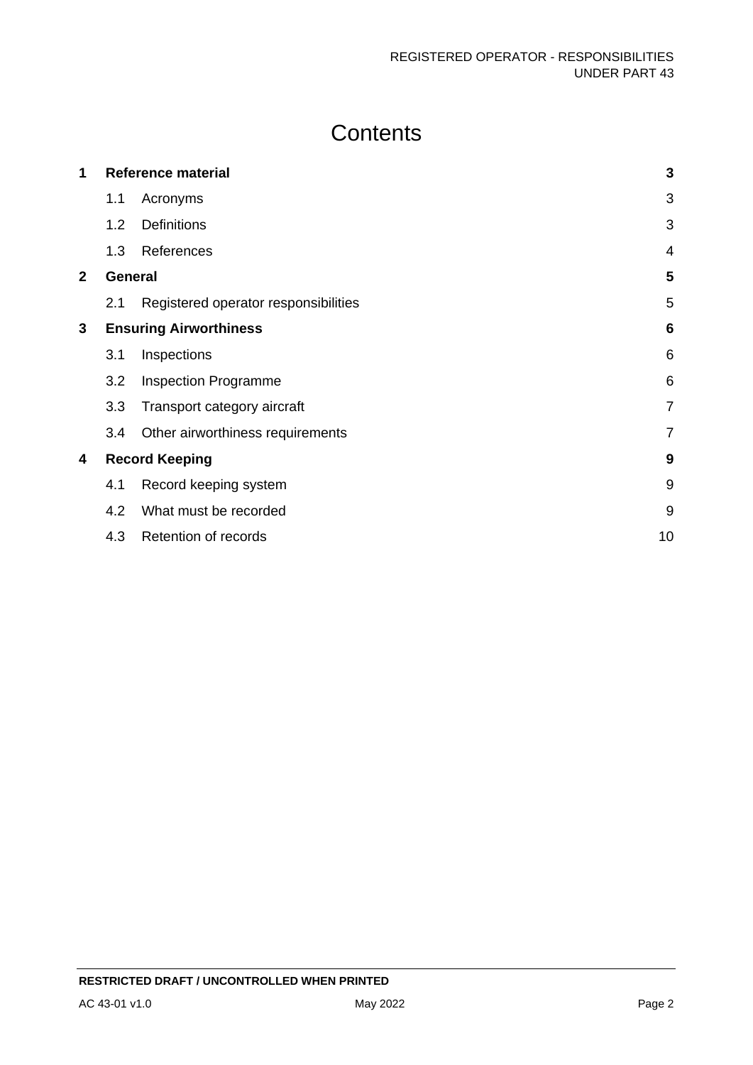# Contents

| | | |
|---|---|---|
| **1** | **Reference material** | **3** |
| 1.1 | Acronyms | 3 |
| 1.2 | Definitions | 3 |
| 1.3 | References | 4 |
| **2** | **General** | **5** |
| 2.1 | Registered operator responsibilities | 5 |
| **3** | **Ensuring Airworthiness** | **6** |
| 3.1 | Inspections | 6 |
| 3.2 | Inspection Programme | 6 |
| 3.3 | Transport category aircraft | 7 |
| 3.4 | Other airworthiness requirements | 7 |
| **4** | **Record Keeping** | **9** |
| 4.1 | Record keeping system | 9 |
| 4.2 | What must be recorded | 9 |
| 4.3 | Retention of records | 10 |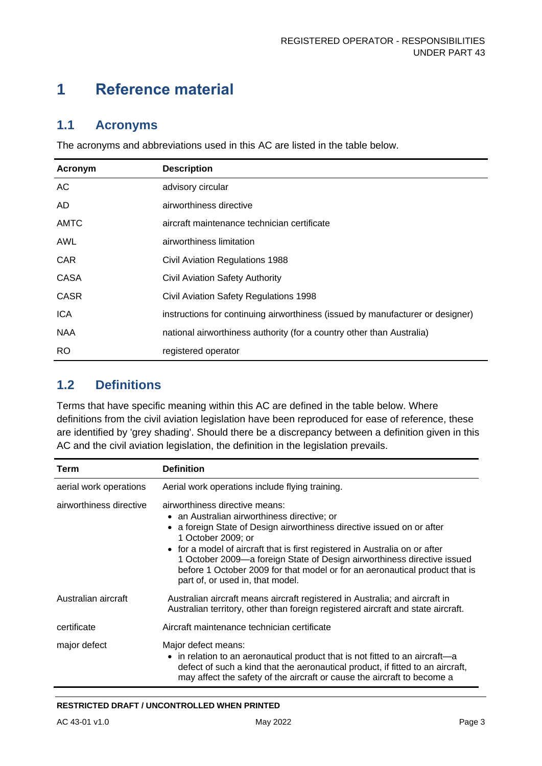# 1 Reference material

## 1.1 Acronyms

The acronyms and abbreviations used in this AC are listed in the table below.

| Acronym | Description |
| --- | --- |
| AC | advisory circular |
| AD | airworthiness directive |
| AMTC | aircraft maintenance technician certificate |
| AWL | airworthiness limitation |
| CAR | Civil Aviation Regulations 1988 |
| CASA | Civil Aviation Safety Authority |
| CASR | Civil Aviation Safety Regulations 1998 |
| ICA | instructions for continuing airworthiness (issued by manufacturer or designer) |
| NAA | national airworthiness authority (for a country other than Australia) |
| RO | registered operator |

## 1.2 Definitions

Terms that have specific meaning within this AC are defined in the table below. Where definitions from the civil aviation legislation have been reproduced for ease of reference, these are identified by 'grey shading'. Should there be a discrepancy between a definition given in this AC and the civil aviation legislation, the definition in the legislation prevails.

| Term | Definition |
| --- | --- |
| aerial work operations | Aerial work operations include flying training. |
| airworthiness directive | airworthiness directive means:<br>• an Australian airworthiness directive; or<br>• a foreign State of Design airworthiness directive issued on or after 1 October 2009; or<br>• for a model of aircraft that is first registered in Australia on or after 1 October 2009—a foreign State of Design airworthiness directive issued before 1 October 2009 for that model or for an aeronautical product that is part of, or used in, that model. |
| Australian aircraft | Australian aircraft means aircraft registered in Australia; and aircraft in Australian territory, other than foreign registered aircraft and state aircraft. |
| certificate | Aircraft maintenance technician certificate |
| major defect | Major defect means:<br>• in relation to an aeronautical product that is not fitted to an aircraft—a defect of such a kind that the aeronautical product, if fitted to an aircraft, may affect the safety of the aircraft or cause the aircraft to become a |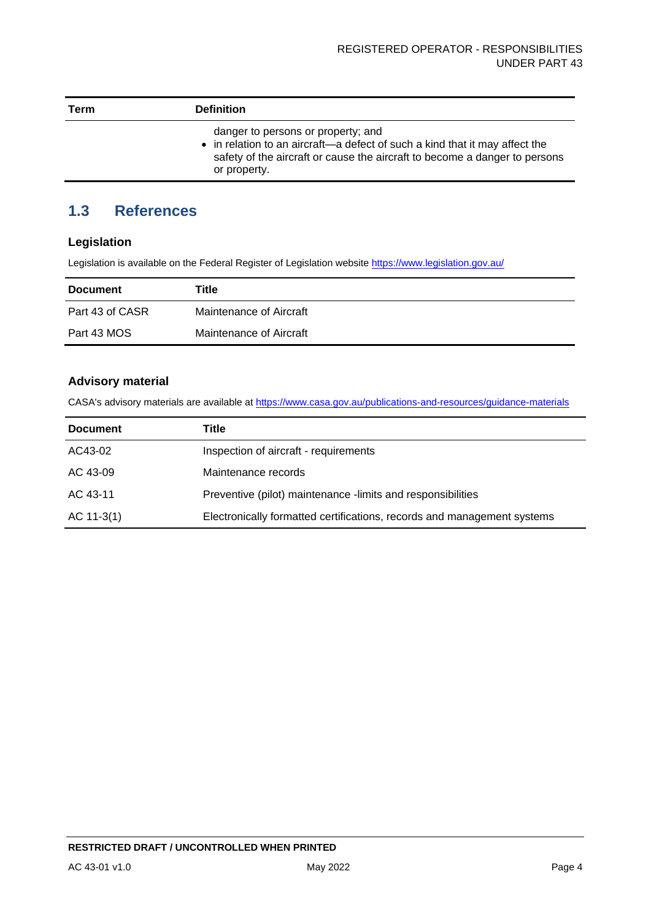| Term | Definition |
| --- | --- |
| | danger to persons or property; and<br>• in relation to an aircraft—a defect of such a kind that it may affect the safety of the aircraft or cause the aircraft to become a danger to persons or property. |

## 1.3 References

### Legislation

Legislation is available on the Federal Register of Legislation website https://www.legislation.gov.au/

| Document | Title |
| --- | --- |
| Part 43 of CASR | Maintenance of Aircraft |
| Part 43 MOS | Maintenance of Aircraft |

### Advisory material

CASA's advisory materials are available at https://www.casa.gov.au/publications-and-resources/guidance-materials

| Document | Title |
| --- | --- |
| AC43-02 | Inspection of aircraft - requirements |
| AC 43-09 | Maintenance records |
| AC 43-11 | Preventive (pilot) maintenance -limits and responsibilities |
| AC 11-3(1) | Electronically formatted certifications, records and management systems |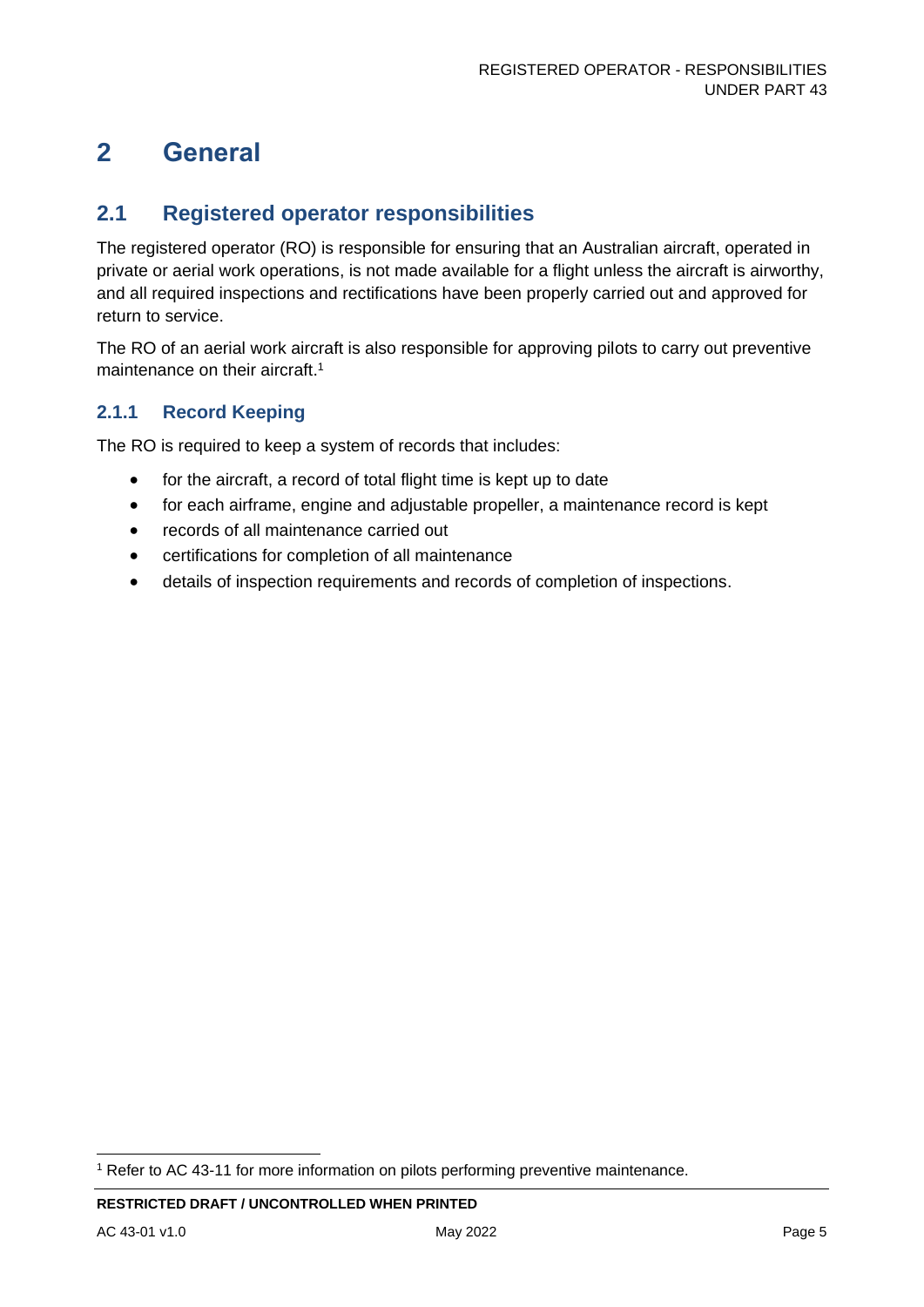# 2 General

## 2.1 Registered operator responsibilities

The registered operator (RO) is responsible for ensuring that an Australian aircraft, operated in private or aerial work operations, is not made available for a flight unless the aircraft is airworthy, and all required inspections and rectifications have been properly carried out and approved for return to service.

The RO of an aerial work aircraft is also responsible for approving pilots to carry out preventive maintenance on their aircraft.[1]

### 2.1.1 Record Keeping

The RO is required to keep a system of records that includes:

- for the aircraft, a record of total flight time is kept up to date
- for each airframe, engine and adjustable propeller, a maintenance record is kept
- records of all maintenance carried out
- certifications for completion of all maintenance
- details of inspection requirements and records of completion of inspections.

[1] Refer to AC 43-11 for more information on pilots performing preventive maintenance.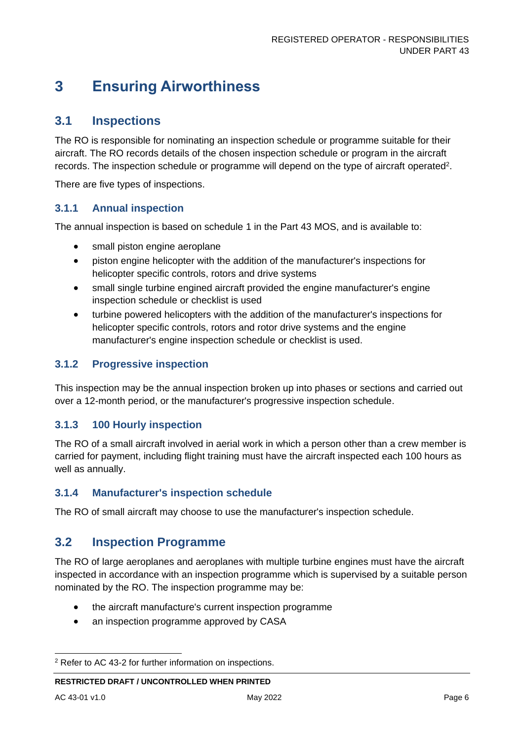# 3 Ensuring Airworthiness

## 3.1 Inspections

The RO is responsible for nominating an inspection schedule or programme suitable for their aircraft. The RO records details of the chosen inspection schedule or program in the aircraft records. The inspection schedule or programme will depend on the type of aircraft operated[2].

There are five types of inspections.

### 3.1.1 Annual inspection

The annual inspection is based on schedule 1 in the Part 43 MOS, and is available to:

- small piston engine aeroplane
- piston engine helicopter with the addition of the manufacturer's inspections for helicopter specific controls, rotors and drive systems
- small single turbine engined aircraft provided the engine manufacturer's engine inspection schedule or checklist is used
- turbine powered helicopters with the addition of the manufacturer's inspections for helicopter specific controls, rotors and rotor drive systems and the engine manufacturer's engine inspection schedule or checklist is used.

### 3.1.2 Progressive inspection

This inspection may be the annual inspection broken up into phases or sections and carried out over a 12-month period, or the manufacturer's progressive inspection schedule.

### 3.1.3 100 Hourly inspection

The RO of a small aircraft involved in aerial work in which a person other than a crew member is carried for payment, including flight training must have the aircraft inspected each 100 hours as well as annually.

### 3.1.4 Manufacturer's inspection schedule

The RO of small aircraft may choose to use the manufacturer's inspection schedule.

## 3.2 Inspection Programme

The RO of large aeroplanes and aeroplanes with multiple turbine engines must have the aircraft inspected in accordance with an inspection programme which is supervised by a suitable person nominated by the RO. The inspection programme may be:

- the aircraft manufacture's current inspection programme
- an inspection programme approved by CASA

[2] Refer to AC 43-2 for further information on inspections.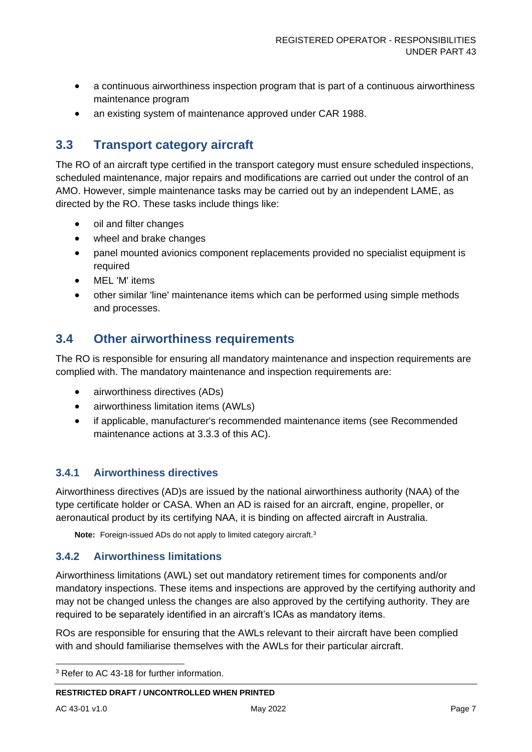- a continuous airworthiness inspection program that is part of a continuous airworthiness maintenance program
- an existing system of maintenance approved under CAR 1988.

## 3.3 Transport category aircraft

The RO of an aircraft type certified in the transport category must ensure scheduled inspections, scheduled maintenance, major repairs and modifications are carried out under the control of an AMO. However, simple maintenance tasks may be carried out by an independent LAME, as directed by the RO. These tasks include things like:

- oil and filter changes
- wheel and brake changes
- panel mounted avionics component replacements provided no specialist equipment is required
- MEL 'M' items
- other similar 'line' maintenance items which can be performed using simple methods and processes.

## 3.4 Other airworthiness requirements

The RO is responsible for ensuring all mandatory maintenance and inspection requirements are complied with. The mandatory maintenance and inspection requirements are:

- airworthiness directives (ADs)
- airworthiness limitation items (AWLs)
- if applicable, manufacturer's recommended maintenance items (see Recommended maintenance actions at 3.3.3 of this AC).

### 3.4.1 Airworthiness directives

Airworthiness directives (AD)s are issued by the national airworthiness authority (NAA) of the type certificate holder or CASA. When an AD is raised for an aircraft, engine, propeller, or aeronautical product by its certifying NAA, it is binding on affected aircraft in Australia.

**Note:** Foreign-issued ADs do not apply to limited category aircraft.[3]

### 3.4.2 Airworthiness limitations

Airworthiness limitations (AWL) set out mandatory retirement times for components and/or mandatory inspections. These items and inspections are approved by the certifying authority and may not be changed unless the changes are also approved by the certifying authority. They are required to be separately identified in an aircraft's ICAs as mandatory items.

ROs are responsible for ensuring that the AWLs relevant to their aircraft have been complied with and should familiarise themselves with the AWLs for their particular aircraft.

[3] Refer to AC 43-18 for further information.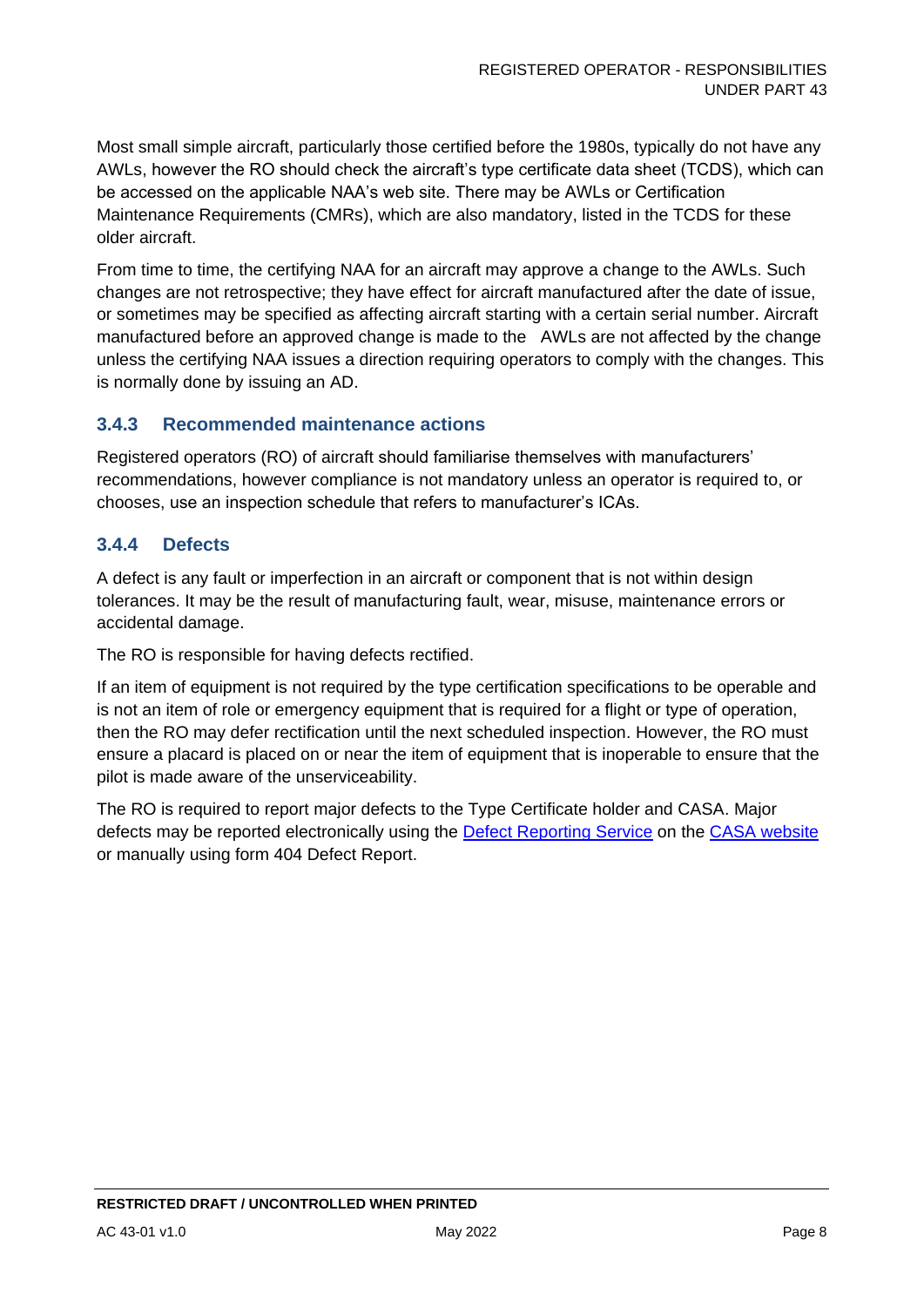Most small simple aircraft, particularly those certified before the 1980s, typically do not have any AWLs, however the RO should check the aircraft's type certificate data sheet (TCDS), which can be accessed on the applicable NAA's web site. There may be AWLs or Certification Maintenance Requirements (CMRs), which are also mandatory, listed in the TCDS for these older aircraft.

From time to time, the certifying NAA for an aircraft may approve a change to the AWLs. Such changes are not retrospective; they have effect for aircraft manufactured after the date of issue, or sometimes may be specified as affecting aircraft starting with a certain serial number. Aircraft manufactured before an approved change is made to the AWLs are not affected by the change unless the certifying NAA issues a direction requiring operators to comply with the changes. This is normally done by issuing an AD.

### 3.4.3 Recommended maintenance actions

Registered operators (RO) of aircraft should familiarise themselves with manufacturers' recommendations, however compliance is not mandatory unless an operator is required to, or chooses, use an inspection schedule that refers to manufacturer's ICAs.

### 3.4.4 Defects

A defect is any fault or imperfection in an aircraft or component that is not within design tolerances. It may be the result of manufacturing fault, wear, misuse, maintenance errors or accidental damage.

The RO is responsible for having defects rectified.

If an item of equipment is not required by the type certification specifications to be operable and is not an item of role or emergency equipment that is required for a flight or type of operation, then the RO may defer rectification until the next scheduled inspection. However, the RO must ensure a placard is placed on or near the item of equipment that is inoperable to ensure that the pilot is made aware of the unserviceability.

The RO is required to report major defects to the Type Certificate holder and CASA. Major defects may be reported electronically using the Defect Reporting Service on the CASA website or manually using form 404 Defect Report.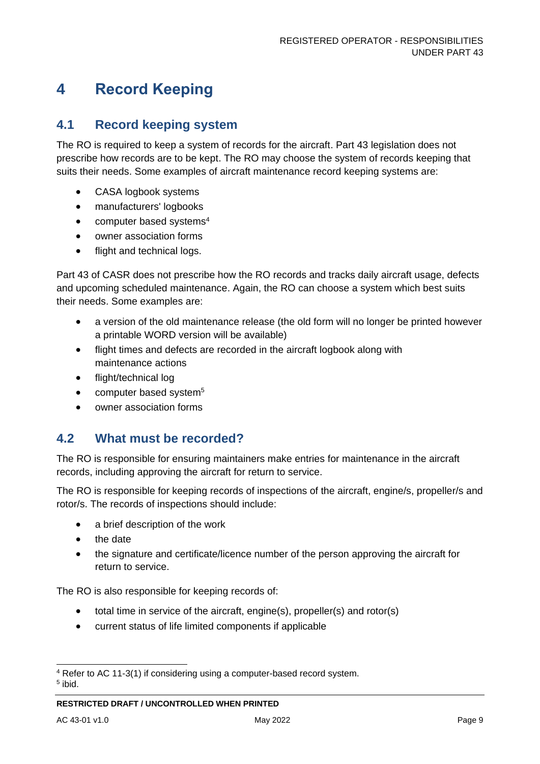# 4 Record Keeping

## 4.1 Record keeping system

The RO is required to keep a system of records for the aircraft. Part 43 legislation does not prescribe how records are to be kept. The RO may choose the system of records keeping that suits their needs. Some examples of aircraft maintenance record keeping systems are:

- CASA logbook systems
- manufacturers' logbooks
- computer based systems[4]
- owner association forms
- flight and technical logs.

Part 43 of CASR does not prescribe how the RO records and tracks daily aircraft usage, defects and upcoming scheduled maintenance. Again, the RO can choose a system which best suits their needs. Some examples are:

- a version of the old maintenance release (the old form will no longer be printed however a printable WORD version will be available)
- flight times and defects are recorded in the aircraft logbook along with maintenance actions
- flight/technical log
- computer based system[5]
- owner association forms

## 4.2 What must be recorded?

The RO is responsible for ensuring maintainers make entries for maintenance in the aircraft records, including approving the aircraft for return to service.

The RO is responsible for keeping records of inspections of the aircraft, engine/s, propeller/s and rotor/s. The records of inspections should include:

- a brief description of the work
- the date
- the signature and certificate/licence number of the person approving the aircraft for return to service.

The RO is also responsible for keeping records of:

- total time in service of the aircraft, engine(s), propeller(s) and rotor(s)
- current status of life limited components if applicable

---

[4] Refer to AC 11-3(1) if considering using a computer-based record system.
[5] ibid.

RESTRICTED DRAFT / UNCONTROLLED WHEN PRINTED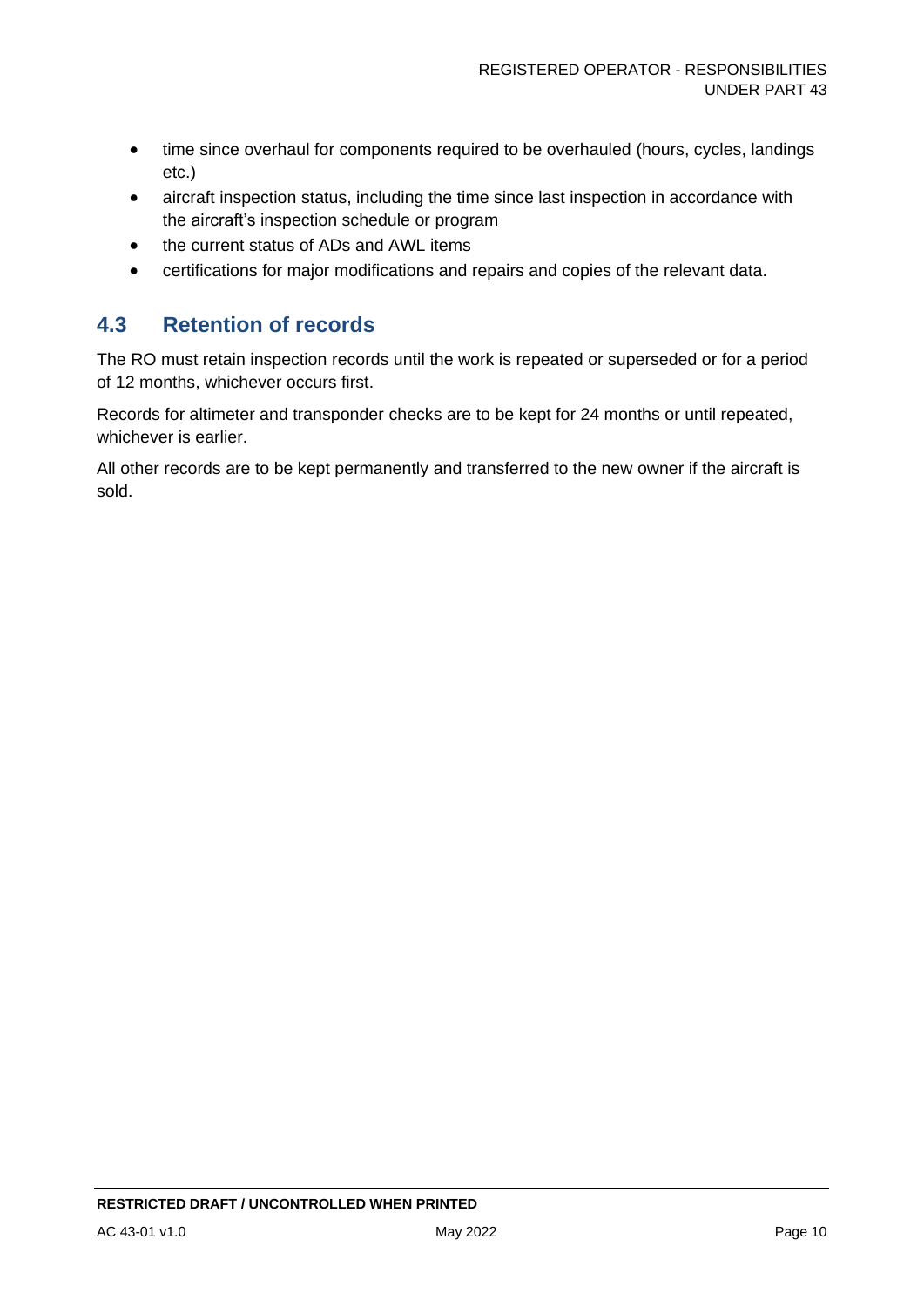- time since overhaul for components required to be overhauled (hours, cycles, landings etc.)
- aircraft inspection status, including the time since last inspection in accordance with the aircraft's inspection schedule or program
- the current status of ADs and AWL items
- certifications for major modifications and repairs and copies of the relevant data.

## 4.3 Retention of records

The RO must retain inspection records until the work is repeated or superseded or for a period of 12 months, whichever occurs first.

Records for altimeter and transponder checks are to be kept for 24 months or until repeated, whichever is earlier.

All other records are to be kept permanently and transferred to the new owner if the aircraft is sold.